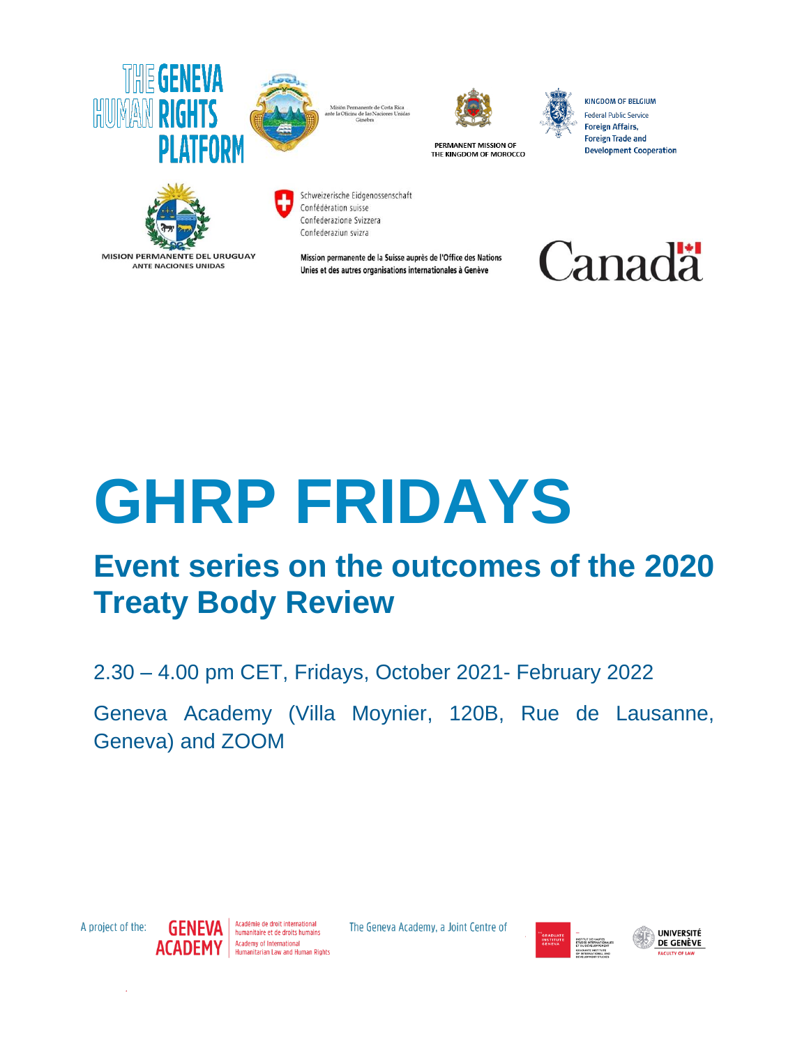THE GENEVA HUMAN RIGHTS PLATFORM

Misión Permanente de Costa Rica ante la Oficina de las Naciones Unidas Ginebra

PERMANENT MISSION OF THE KINGDOM OF MOROCCO

KINGDOM OF BELGIUM
Federal Public Service
Foreign Affairs,
Foreign Trade and
Development Cooperation

MISION PERMANENTE DEL URUGUAY ANTE NACIONES UNIDAS

Schweizerische Eidgenossenschaft
Confédération suisse
Confederazione Svizzera
Confederaziun svizra

Mission permanente de la Suisse auprès de l'Office des Nations Unies et des autres organisations internationales à Genève

Canada

# GHRP FRIDAYS

## Event series on the outcomes of the 2020 Treaty Body Review

2.30 – 4.00 pm CET, Fridays, October 2021- February 2022

Geneva Academy (Villa Moynier, 120B, Rue de Lausanne, Geneva) and ZOOM

A project of the: GENEVA ACADEMY – Académie de droit international humanitaire et de droits humains – Academy of International Humanitarian Law and Human Rights

The Geneva Academy, a Joint Centre of the Graduate Institute Geneva – Institut de hautes études internationales et du développement – Graduate Institute of International and Development Studies and Université de Genève, Faculty of Law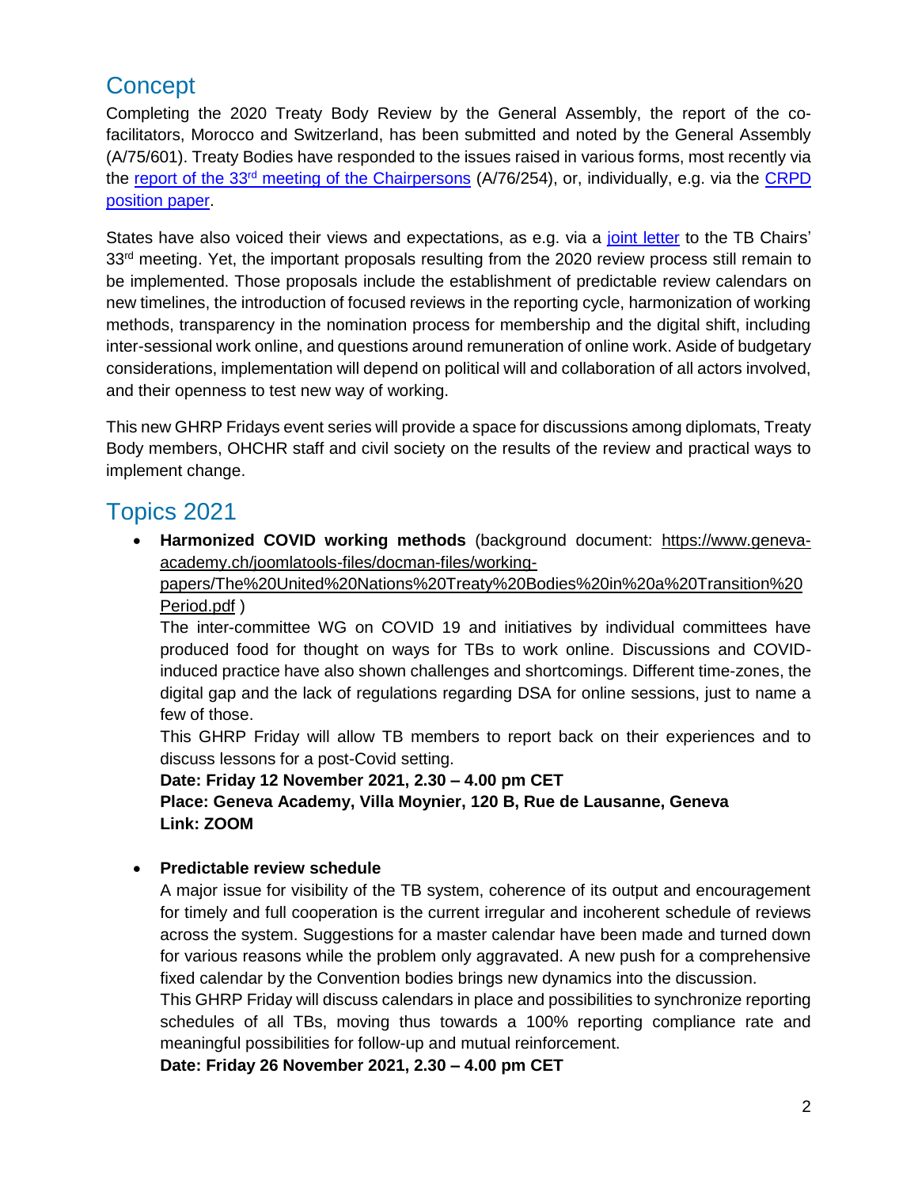## Concept

Completing the 2020 Treaty Body Review by the General Assembly, the report of the co-facilitators, Morocco and Switzerland, has been submitted and noted by the General Assembly (A/75/601). Treaty Bodies have responded to the issues raised in various forms, most recently via the [report of the 33rd meeting of the Chairpersons]() (A/76/254), or, individually, e.g. via the [CRPD position paper]().

States have also voiced their views and expectations, as e.g. via a [joint letter]() to the TB Chairs' 33rd meeting. Yet, the important proposals resulting from the 2020 review process still remain to be implemented. Those proposals include the establishment of predictable review calendars on new timelines, the introduction of focused reviews in the reporting cycle, harmonization of working methods, transparency in the nomination process for membership and the digital shift, including inter-sessional work online, and questions around remuneration of online work. Aside of budgetary considerations, implementation will depend on political will and collaboration of all actors involved, and their openness to test new way of working.

This new GHRP Fridays event series will provide a space for discussions among diplomats, Treaty Body members, OHCHR staff and civil society on the results of the review and practical ways to implement change.

## Topics 2021

- **Harmonized COVID working methods** (background document: https://www.geneva-academy.ch/joomlatools-files/docman-files/working-papers/The%20United%20Nations%20Treaty%20Bodies%20in%20a%20Transition%20Period.pdf )

  The inter-committee WG on COVID 19 and initiatives by individual committees have produced food for thought on ways for TBs to work online. Discussions and COVID-induced practice have also shown challenges and shortcomings. Different time-zones, the digital gap and the lack of regulations regarding DSA for online sessions, just to name a few of those.

  This GHRP Friday will allow TB members to report back on their experiences and to discuss lessons for a post-Covid setting.

  **Date: Friday 12 November 2021, 2.30 – 4.00 pm CET**
  **Place: Geneva Academy, Villa Moynier, 120 B, Rue de Lausanne, Geneva**
  **Link: ZOOM**

- **Predictable review schedule**

  A major issue for visibility of the TB system, coherence of its output and encouragement for timely and full cooperation is the current irregular and incoherent schedule of reviews across the system. Suggestions for a master calendar have been made and turned down for various reasons while the problem only aggravated. A new push for a comprehensive fixed calendar by the Convention bodies brings new dynamics into the discussion.

  This GHRP Friday will discuss calendars in place and possibilities to synchronize reporting schedules of all TBs, moving thus towards a 100% reporting compliance rate and meaningful possibilities for follow-up and mutual reinforcement.

  **Date: Friday 26 November 2021, 2.30 – 4.00 pm CET**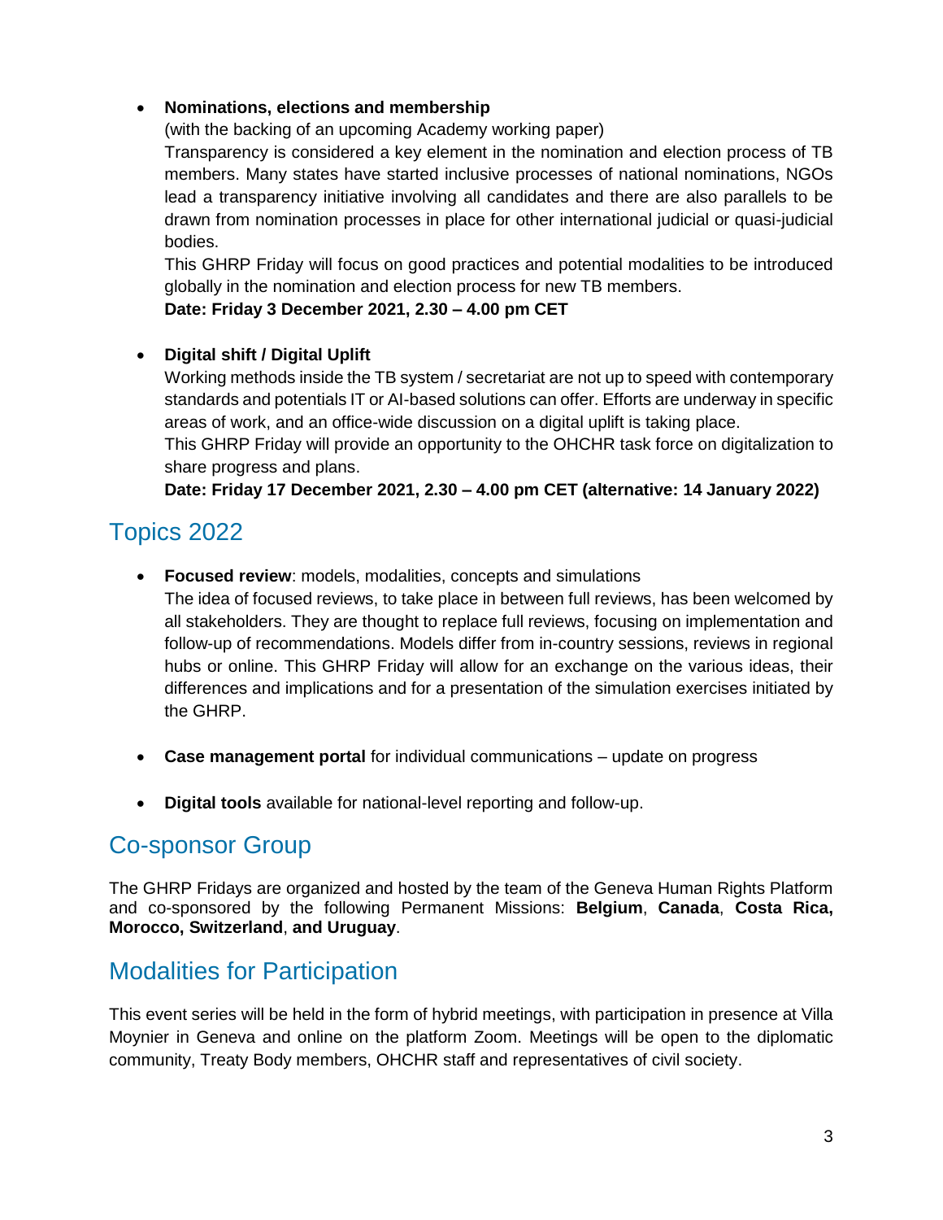- **Nominations, elections and membership**
  (with the backing of an upcoming Academy working paper)
  Transparency is considered a key element in the nomination and election process of TB members. Many states have started inclusive processes of national nominations, NGOs lead a transparency initiative involving all candidates and there are also parallels to be drawn from nomination processes in place for other international judicial or quasi-judicial bodies.
  This GHRP Friday will focus on good practices and potential modalities to be introduced globally in the nomination and election process for new TB members.
  **Date: Friday 3 December 2021, 2.30 – 4.00 pm CET**

- **Digital shift / Digital Uplift**
  Working methods inside the TB system / secretariat are not up to speed with contemporary standards and potentials IT or AI-based solutions can offer. Efforts are underway in specific areas of work, and an office-wide discussion on a digital uplift is taking place.
  This GHRP Friday will provide an opportunity to the OHCHR task force on digitalization to share progress and plans.
  **Date: Friday 17 December 2021, 2.30 – 4.00 pm CET (alternative: 14 January 2022)**

## Topics 2022

- **Focused review**: models, modalities, concepts and simulations
  The idea of focused reviews, to take place in between full reviews, has been welcomed by all stakeholders. They are thought to replace full reviews, focusing on implementation and follow-up of recommendations. Models differ from in-country sessions, reviews in regional hubs or online. This GHRP Friday will allow for an exchange on the various ideas, their differences and implications and for a presentation of the simulation exercises initiated by the GHRP.

- **Case management portal** for individual communications – update on progress

- **Digital tools** available for national-level reporting and follow-up.

## Co-sponsor Group

The GHRP Fridays are organized and hosted by the team of the Geneva Human Rights Platform and co-sponsored by the following Permanent Missions: **Belgium**, **Canada**, **Costa Rica, Morocco, Switzerland**, **and Uruguay**.

## Modalities for Participation

This event series will be held in the form of hybrid meetings, with participation in presence at Villa Moynier in Geneva and online on the platform Zoom. Meetings will be open to the diplomatic community, Treaty Body members, OHCHR staff and representatives of civil society.